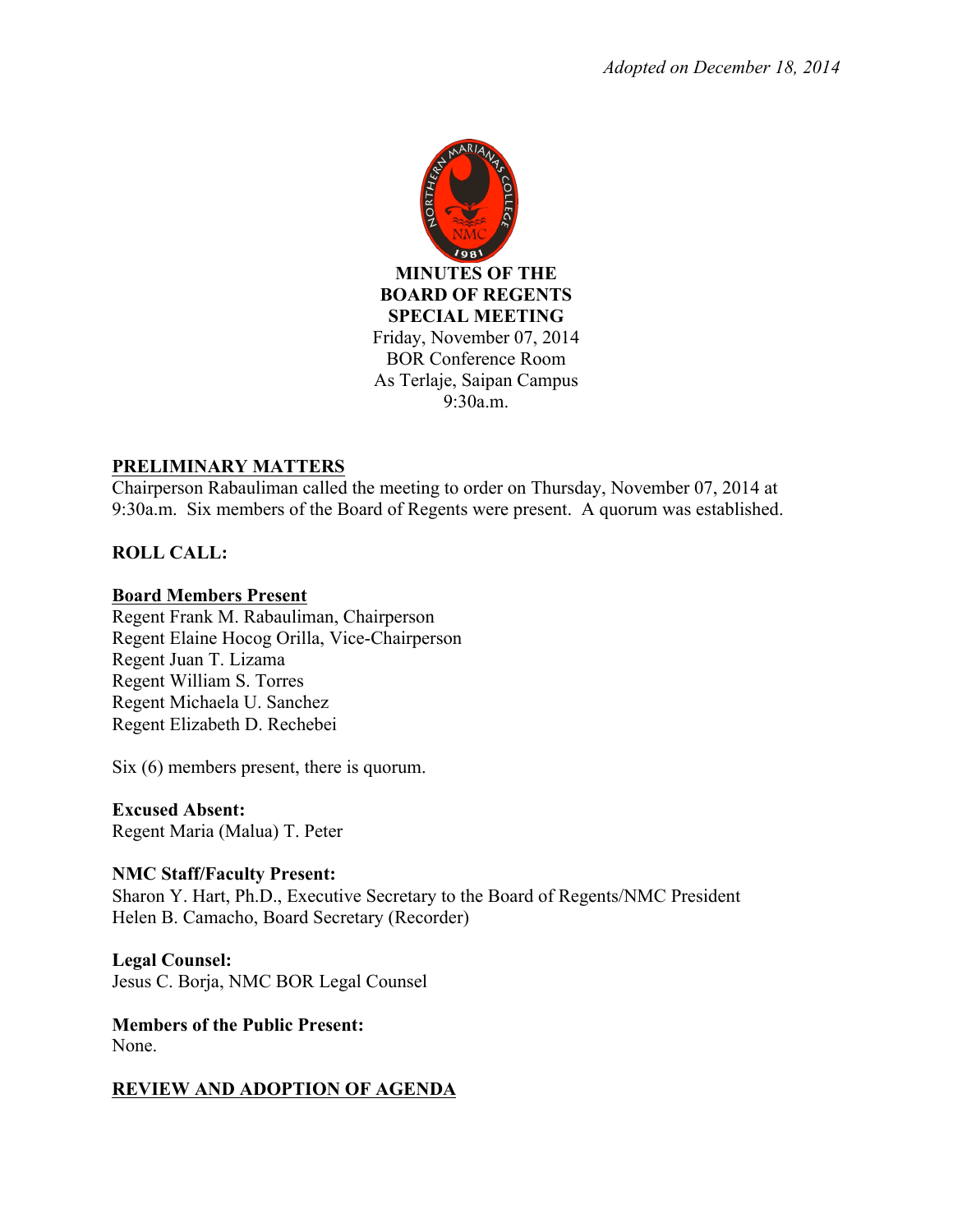*Adopted on December 18, 2014*

**MINUTES OF THE**
**BOARD OF REGENTS**
**SPECIAL MEETING**

Friday, November 07, 2014
BOR Conference Room
As Terlaje, Saipan Campus
9:30a.m.

## PRELIMINARY MATTERS

Chairperson Rabauliman called the meeting to order on Thursday, November 07, 2014 at 9:30a.m. Six members of the Board of Regents were present. A quorum was established.

**ROLL CALL:**

**Board Members Present**

Regent Frank M. Rabauliman, Chairperson
Regent Elaine Hocog Orilla, Vice-Chairperson
Regent Juan T. Lizama
Regent William S. Torres
Regent Michaela U. Sanchez
Regent Elizabeth D. Rechebei

Six (6) members present, there is quorum.

**Excused Absent:**
Regent Maria (Malua) T. Peter

**NMC Staff/Faculty Present:**
Sharon Y. Hart, Ph.D., Executive Secretary to the Board of Regents/NMC President
Helen B. Camacho, Board Secretary (Recorder)

**Legal Counsel:**
Jesus C. Borja, NMC BOR Legal Counsel

**Members of the Public Present:**
None.

## REVIEW AND ADOPTION OF AGENDA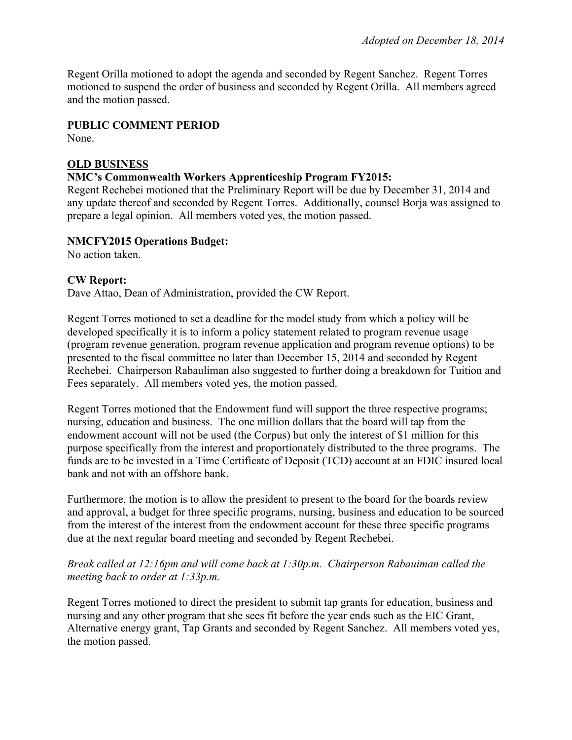*Adopted on December 18, 2014*

Regent Orilla motioned to adopt the agenda and seconded by Regent Sanchez. Regent Torres motioned to suspend the order of business and seconded by Regent Orilla. All members agreed and the motion passed.

**PUBLIC COMMENT PERIOD**

None.

**OLD BUSINESS**

**NMC's Commonwealth Workers Apprenticeship Program FY2015:**

Regent Rechebei motioned that the Preliminary Report will be due by December 31, 2014 and any update thereof and seconded by Regent Torres. Additionally, counsel Borja was assigned to prepare a legal opinion. All members voted yes, the motion passed.

**NMCFY2015 Operations Budget:**

No action taken.

**CW Report:**

Dave Attao, Dean of Administration, provided the CW Report.

Regent Torres motioned to set a deadline for the model study from which a policy will be developed specifically it is to inform a policy statement related to program revenue usage (program revenue generation, program revenue application and program revenue options) to be presented to the fiscal committee no later than December 15, 2014 and seconded by Regent Rechebei. Chairperson Rabauliman also suggested to further doing a breakdown for Tuition and Fees separately. All members voted yes, the motion passed.

Regent Torres motioned that the Endowment fund will support the three respective programs; nursing, education and business. The one million dollars that the board will tap from the endowment account will not be used (the Corpus) but only the interest of $1 million for this purpose specifically from the interest and proportionately distributed to the three programs. The funds are to be invested in a Time Certificate of Deposit (TCD) account at an FDIC insured local bank and not with an offshore bank.

Furthermore, the motion is to allow the president to present to the board for the boards review and approval, a budget for three specific programs, nursing, business and education to be sourced from the interest of the interest from the endowment account for these three specific programs due at the next regular board meeting and seconded by Regent Rechebei.

*Break called at 12:16pm and will come back at 1:30p.m. Chairperson Rabauiman called the meeting back to order at 1:33p.m.*

Regent Torres motioned to direct the president to submit tap grants for education, business and nursing and any other program that she sees fit before the year ends such as the EIC Grant, Alternative energy grant, Tap Grants and seconded by Regent Sanchez. All members voted yes, the motion passed.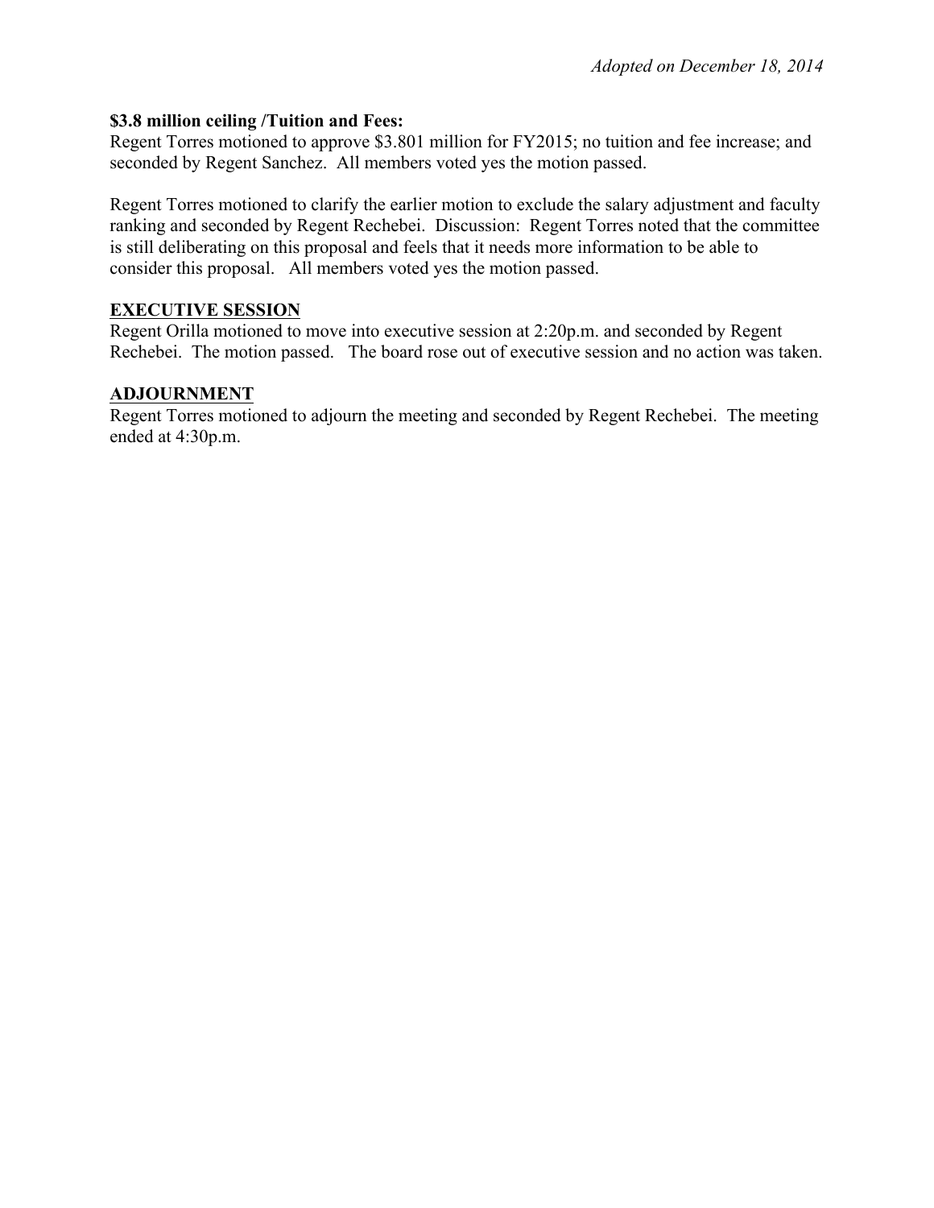*Adopted on December 18, 2014*

**$3.8 million ceiling /Tuition and Fees:**

Regent Torres motioned to approve $3.801 million for FY2015; no tuition and fee increase; and seconded by Regent Sanchez. All members voted yes the motion passed.

Regent Torres motioned to clarify the earlier motion to exclude the salary adjustment and faculty ranking and seconded by Regent Rechebei. Discussion: Regent Torres noted that the committee is still deliberating on this proposal and feels that it needs more information to be able to consider this proposal. All members voted yes the motion passed.

**EXECUTIVE SESSION**

Regent Orilla motioned to move into executive session at 2:20p.m. and seconded by Regent Rechebei. The motion passed. The board rose out of executive session and no action was taken.

**ADJOURNMENT**

Regent Torres motioned to adjourn the meeting and seconded by Regent Rechebei. The meeting ended at 4:30p.m.